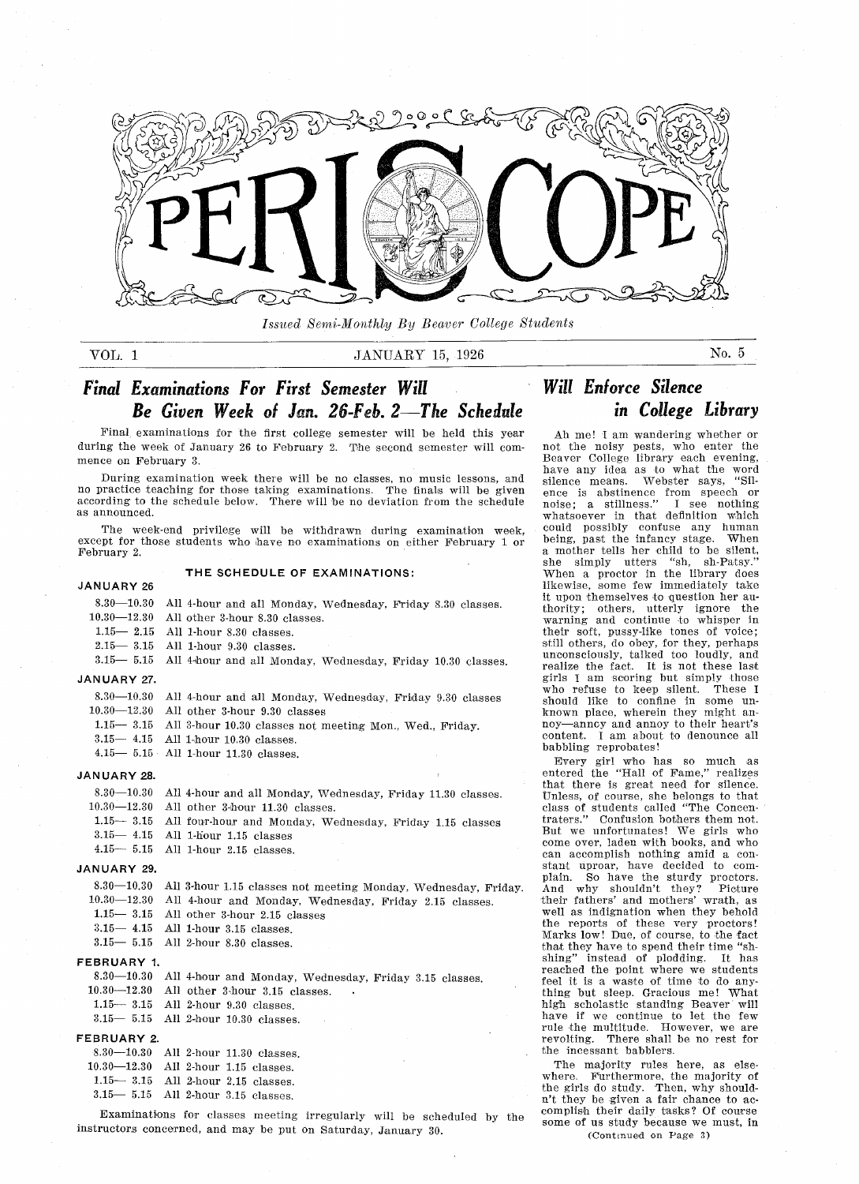# PERISCOPE

*Issued Semi-Monthly By Beaver College Students*

VOL. 1 — JANUARY 15, 1926 — No. 5

## Final Examinations For First Semester Will Be Given Week of Jan. 26-Feb. 2—The Schedule

Final examinations for the first college semester will be held this year during the week of January 26 to February 2. The second semester will commence on February 3.

During examination week there will be no classes, no music lessons, and no practice teaching for those taking examinations. The finals will be given according to the schedule below. There will be no deviation from the schedule as announced.

The week-end privilege will be withdrawn during examination week, except for those students who have no examinations on either February 1 or February 2.

### THE SCHEDULE OF EXAMINATIONS:

**JANUARY 26**

| | |
|---|---|
| 8.30—10.30 | All 4-hour and all Monday, Wednesday, Friday 8.30 classes. |
| 10.30—12.30 | All other 3-hour 8.30 classes. |
| 1.15— 2.15 | All 1-hour 8.30 classes. |
| 2.15— 3.15 | All 1-hour 9.30 classes. |
| 3.15— 5.15 | All 4-hour and all Monday, Wednesday, Friday 10.30 classes. |

**JANUARY 27.**

| | |
|---|---|
| 8.30—10.30 | All 4-hour and all Monday, Wednesday, Friday 9.30 classes |
| 10.30—12.30 | All other 3-hour 9.30 classes |
| 1.15— 3.15 | All 3-hour 10.30 classes not meeting Mon., Wed., Friday. |
| 3.15— 4.15 | All 1-hour 10.30 classes. |
| 4.15— 5.15 | All 1-hour 11.30 classes. |

**JANUARY 28.**

| | |
|---|---|
| 8.30—10.30 | All 4-hour and all Monday, Wednesday, Friday 11.30 classes. |
| 10.30—12.30 | All other 3-hour 11.30 classes. |
| 1.15— 3.15 | All four-hour and Monday, Wednesday, Friday 1.15 classes |
| 3.15— 4.15 | All 1-hour 1.15 classes |
| 4.15— 5.15 | All 1-hour 2.15 classes. |

**JANUARY 29.**

| | |
|---|---|
| 8.30—10.30 | All 3-hour 1.15 classes not meeting Monday, Wednesday, Friday. |
| 10.30—12.30 | All 4-hour and Monday, Wednesday, Friday 2.15 classes. |
| 1.15— 3.15 | All other 3-hour 2.15 classes |
| 3.15— 4.15 | All 1-hour 3.15 classes. |
| 3.15— 5.15 | All 2-hour 8.30 classes. |

**FEBRUARY 1.**

| | |
|---|---|
| 8.30—10.30 | All 4-hour and Monday, Wednesday, Friday 3.15 classes. |
| 10.30—12.30 | All other 3-hour 3.15 classes. |
| 1.15— 3.15 | All 2-hour 9.30 classes. |
| 3.15— 5.15 | All 2-hour 10.30 classes. |

**FEBRUARY 2.**

| | |
|---|---|
| 8.30—10.30 | All 2-hour 11.30 classes. |
| 10.30—12.30 | All 2-hour 1.15 classes. |
| 1.15— 3.15 | All 2-hour 2.15 classes. |
| 3.15— 5.15 | All 2-hour 3.15 classes. |

Examinations for classes meeting irregularly will be scheduled by the instructors concerned, and may be put on Saturday, January 30.

## Will Enforce Silence in College Library

Ah me! I am wandering whether or not the noisy pests, who enter the Beaver College library each evening, have any idea as to what the word silence means. Webster says, "Silence is abstinence from speech or noise; a stillness." I see nothing whatsoever in that definition which could possibly confuse any human being, past the infancy stage. When a mother tells her child to be silent, she simply utters "sh, sh-Patsy." When a proctor in the library does likewise, some few immediately take it upon themselves to question her authority; others, utterly ignore the warning and continue to whisper in their soft, pussy-like tones of voice; still others, do obey, for they, perhaps unconsciously, talked too loudly, and realize the fact. It is not these last girls I am scoring but simply those who refuse to keep silent. These I should like to confine in some unknown place, wherein they might annoy—anncy and annoy to their heart's content. I am about to denounce all babbling reprobates!

Every girl who has so much as entered the "Hall of Fame," realizes that there is great need for silence. Unless, of course, she belongs to that class of students called "The Concentraters." Confusion bothers them not. But we unfortunates! We girls who come over, laden with books, and who can accomplish nothing amid a constant uproar, have decided to complain. So have the sturdy proctors. And why shouldn't they? Picture their fathers' and mothers' wrath, as well as indignation when they behold the reports of these very proctors! Marks low! Due, of course, to the fact that they have to spend their time "sh-shing" instead of plodding. It has reached the point where we students feel it is a waste of time to do anything but sleep. Gracious me! What high scholastic standing Beaver will have if we continue to let the few rule the multitude. However, we are revolting. There shall be no rest for the incessant babblers.

The majority rules here, as elsewhere. Furthermore, the majority of the girls do study. Then, why shouldn't they be given a fair chance to accomplish their daily tasks? Of course some of us study because we must, in

(Continued on Page 3)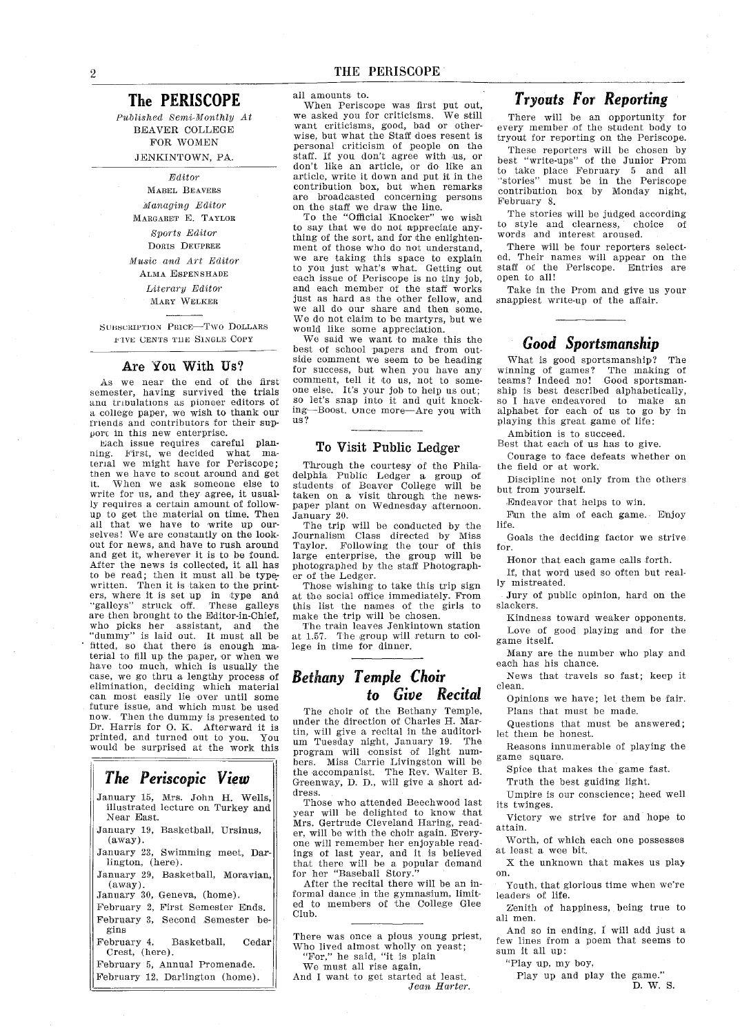# The PERISCOPE

*Published Semi-Monthly At*
BEAVER COLLEGE
FOR WOMEN
JENKINTOWN, PA.

*Editor*
MABEL BEAVERS

*Managing Editor*
MARGARET E. TAYLOR

*Sports Editor*
DORIS DEUPREE

*Music and Art Editor*
ALMA ESPENSHADE

*Literary Editor*
MARY WELKER

SUBSCRIPTION PRICE—TWO DOLLARS
FIVE CENTS THE SINGLE COPY

## Are You With Us?

As we near the end of the first semester, having survived the trials and tribulations as pioneer editors of a college paper, we wish to thank our friends and contributors for their support in this new enterprise.

Each issue requires careful planning. First, we decided what material we might have for Periscope; then we have to scout around and get it. When we ask someone else to write for us, and they agree, it usually requires a certain amount of follow-up to get the material on time. Then all that we have to write up ourselves! We are constantly on the lookout for news, and have to rush around and get it, wherever it is to be found. After the news is collected, it all has to be read; then it must all be typewritten. Then it is taken to the printers, where it is set up in type and "galleys" struck off. These galleys are then brought to the Editor-in-Chief, who picks her assistant, and the "dummy" is laid out. It must all be fitted, so that there is enough material to fill up the paper, or when we have too much, which is usually the case, we go thru a lengthy process of elimination, deciding which material can most easily lie over until some future issue, and which must be used now. Then the dummy is presented to Dr. Harris for O. K. Afterward it is printed, and turned out to you. You would be surprised at the work this all amounts to.

When Periscope was first put out, we asked you for criticisms. We still want criticisms, good, bad or otherwise, but what the Staff does resent is personal criticism of people on the staff. If you don't agree with us, or don't like an article, or do like an article, write it down and put it in the contribution box, but when remarks are broadcasted concerning persons on the staff we draw the line.

To the "Official Knocker" we wish to say that we do not appreciate anything of the sort, and for the enlightenment of those who do not understand, we are taking this space to explain to you just what's what. Getting out each issue of Periscope is no tiny job, and each member of the staff works just as hard as the other fellow, and we all do our share and then some. We do not claim to be martyrs, but we would like some appreciation.

We said we want to make this the best of school papers and from outside comment we seem to be heading for success, but when you have any comment, tell it to us, not to some-one else. It's your job to help us out; so let's snap into it and quit knocking—Boost. Once more—Are you with us?

## The Periscopic View

January 15, Mrs. John H. Wells, illustrated lecture on Turkey and Near East.
January 19, Basketball, Ursinus, (away).
January 23, Swimming meet, Darlington, (here).
January 29, Basketball, Moravian, (away).
January 30, Geneva, (home).
February 2, First Semester Ends.
February 3, Second Semester begins
February 4, Basketball, Cedar Crest, (here).
February 5, Annual Promenade.
February 12, Darlington (home).

## To Visit Public Ledger

Through the courtesy of the Philadelphia Public Ledger a group of students of Beaver College will be taken on a visit through the newspaper plant on Wednesday afternoon, January 20.

The trip will be conducted by the Journalism Class directed by Miss Taylor. Following the tour of this large enterprise, the group will be photographed by the staff Photographer of the Ledger.

Those wishing to take this trip sign at the social office immediately. From this list the names of the girls to make the trip will be chosen.

The train leaves Jenkintown station at 1.57. The group will return to college in time for dinner.

## Bethany Temple Choir to Give Recital

The choir of the Bethany Temple, under the direction of Charles H. Martin, will give a recital in the auditorium Tuesday night, January 19. The program will consist of light numbers. Miss Carrie Livingston will be the accompanist. The Rev. Walter B. Greenway, D. D., will give a short address.

Those who attended Beechwood last year will be delighted to know that Mrs. Gertrude Cleveland Haring, reader, will be with the choir again. Everyone will remember her enjoyable readings of last year, and it is believed that there will be a popular demand for her "Baseball Story."

After the recital there will be an informal dance in the gymnasium, limited to members of the College Glee Club.

---

There was once a pious young priest,
Who lived almost wholly on yeast;
"For," he said, "it is plain
We must all rise again,
And I want to get started at least.

*Jean Harter.*

## Tryouts For Reporting

There will be an opportunity for every member of the student body to tryout for reporting on the Periscope.

These reporters will be chosen by best "write-ups" of the Junior Prom to take place February 5 and all "stories" must be in the Periscope contribution box by Monday night, February 8.

The stories will be judged according to style and clearness, choice of words and interest aroused.

There will be four reporters selected. Their names will appear on the staff of the Periscope. Entries are open to all!

Take in the Prom and give us your snappiest write-up of the affair.

## Good Sportsmanship

What is good sportsmanship? The winning of games? The making of teams? Indeed no! Good sportsmanship is best described alphabetically, so I have endeavored to make an alphabet for each of us to go by in playing this great game of life:

Ambition is to succeed.
Best that each of us has to give.
Courage to face defeats whether on the field or at work.
Discipline not only from the others but from yourself.
Endeavor that helps to win.
Fun the aim of each game. Enjoy life.
Goals the deciding factor we strive for.
Honor that each game calls forth.
If, that word used so often but really mistreated.
Jury of public opinion, hard on the slackers.
Kindness toward weaker opponents.
Love of good playing and for the game itself.
Many are the number who play and each has his chance.
News that travels so fast; keep it clean.
Opinions we have; let them be fair.
Plans that must be made.
Questions that must be answered; let them be honest.
Reasons innumerable of playing the game square.
Spice that makes the game fast.
Truth the best guiding light.
Umpire is our conscience; heed well its twinges.
Victory we strive for and hope to attain.
Worth, of which each one possesses at least a wee bit.
X the unknown that makes us play on.
Youth, that glorious time when we're leaders of life.
Zenith of happiness, being true to all men.

And so in ending, I will add just a few lines from a poem that seems to sum it all up:

"Play up, my boy,
Play up and play the game."

D. W. S.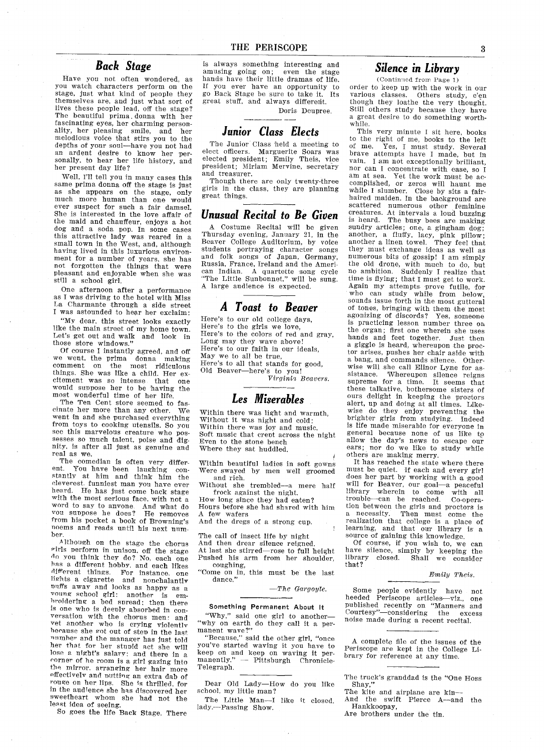## Back Stage

Have you not often wondered, as you watch characters perform on the stage, just what kind of people they themselves are, and just what sort of lives these people lead, off the stage? The beautiful prima donna with her fascinating eyes, her charming personality, her pleasing smile, and her melodious voice that stirs you to the depths of your soul—have you not had an ardent desire to know her personally, to hear her life history, and her present day life?

Well, I'll tell you in many cases this same prima donna off the stage is just as she appears on the stage, only much more human than one would ever suspect for such a fair damsel. She is interested in the love affair of the maid and chauffeur, enjoys a hot dog and a soda pop. In some cases this attractive lady was reared in a small town in the West, and, although having lived in this luxurious environment for a number of years, she has not forgotten the things that were pleasant and enjoyable when she was still a school girl.

One afternoon after a performance as I was driving to the hotel with Miss La Charmante through a side street I was astounded to hear her exclaim:

"My dear, this street looks exactly like the main street of my home town. Let's get out and walk and look in those store windows."

Of course I instantly agreed, and off we went, the prima donna making comment on the most ridiculous things. She was like a child. Her excitement was so intense that one would suppose her to be having the most wonderful time of her life.

The Ten Cent store seemed to fascinate her more than any other. We went in and she purchased everything from toys to cooking utensils. So you see this marvelous creature who possesses so much talent, poise and dignity, is after all just as genuine and real as we.

The comedian is often very different. You have been laughing constantly at him and think him the cleverest, funniest man you have ever heard. He has just come back stage with the most serious face, with not a word to say to anyone. And what do you suppose he does? He removes from his pocket a book of Browning's poems and reads until his next number.

Although on the stage the chorus girls perform in unison, off the stage do you think they do? No, each one has a different hobby, and each likes different things. For instance, one lights a cigarette and nonchalantly puffs away and looks as happy as a young school girl; another is embroidering a bed spread; then there is one who is deeply absorbed in conversation with the chorus men; and yet another who is crying violently because she got out of step in the last number and the manager has just told her that for her stupid act she will lose a night's salary; and there in a corner of he room is a girl gazing into the mirror, arranging her hair more effectively and putting an extra dab of rouge on her lips. She is thrilled, for in the audience she has discovered her sweetheart whom she had not the least idea of seeing.

So goes the life Back Stage. There is always something interesting and amusing going on; even the stage hands have their little dramas of life. If you ever have an opportunity to go Back Stage be sure to take it. Its great stuff, and always different.

Doris Deupree.

## Junior Class Elects

The Junior Class held a meeting to elect officers. Marguerite Soars was elected president; Emily Theis, vice president; Miriam Mervine, secretary and treasurer.

Though there are only twenty-three girls in the class, they are planning great things.

## Unusual Recital to Be Given

A Costume Recital will be given Thursday evening, January 21, in the Beaver College Auditorium, by voice students portraying character songs and folk songs of Japan, Germany, Russia, France, Ireland and the American Indian. A quartette song cycle "The Little Sunbonnet," will be sung. A large audience is expected.

## A Toast to Beaver

Here's to our old college days,  
Here's to the girls we love,  
Here's to the colors of red and gray,  
Long may they wave above!  
Here's to our faith in our ideals,  
May we to all be true,  
Here's to all that stands for good,  
Old Beaver—here's to you!

*Virginia Beavers.*

## Les Miserables

Within there was light and warmth,  
Without it was night and cold;  
Within there was joy and music,  
Soft music that crept across the night  
Even to the stone bench  
Where they sat huddled.

Within beautiful ladies in soft gowns  
Were swayed by men well groomed  
and rich.  
Without she trembled—a mere half  
frock against the night.  
How long since they had eaten?  
Hours before she had shared with him  
A few wafers  
And the dregs of a strong cup.

The call of insect life by night  
And then drear silence reigned.  
At last she stirred—rose to full height  
Pushed his arm from her shoulder,  
coughing,  
"Come on in, this must be the last  
dance."

—*The Gargoyle.*

**Something Permanent About It**

"Why," said one girl to another—"why on earth do they call it a permanent wave?"

"Because," said the other girl, "once you've started waving it you have to keep on and keep on waving it permanently." — Pittsburgh Chronicle-Telegraph.

Dear Old Lady—How do you like school, my little man?

The Little Man—I like it closed, lady.—Passing Show.

## Silence in Library

(Continued from Page 1)

order to keep up with the work in our various classes. Others study, e'en though they loathe the very thought. Still others study because they have a great desire to do something worthwhile.

This very minute I sit here, books to the right of me, books to the left of me. Yes, I must study. Several brave attempts have I made, but in vain. I am not exceptionally brilliant, nor can I concentrate with ease, so I am at sea. Yet the work must be accomplished, or zeros will haunt me while I slumber. Close by sits a fair-haired maiden. In the background are scattered numerous other feminine creatures. At intervals a loud buzzing is heard. The busy bees are making sundry articles; one, a gingham dog; another, a fluffy, lacy, pink pillow; another a linen towel. They feel that they must exchange ideas as well as numerous bits of gossip! I am simply the old drone, with much to do, but no ambition. Suddenly I realize that time is flying; that I must get to work. Again my attempts prove futile, for who can study while from below, sounds issue forth in the most guttural of tones, bringing with them the most agonizing of discords? Yes, someone is practicing lesson number three on the organ; first one wherein she uses hands and feet together. Just then a giggle is heard, whereupon the proctor arises, pushes her chair aside with a bang, and commands silence. Otherwise will she call Elinor Lyne for assistance. Whereupon silence reigns supreme for a time. It seems that these talkative, bothersome sisters of ours delight in keeping the proctors alert, up and doing at all times. Likewise do they enjoy preventing the brighter girls from studying. Indeed is life made miserable for everyone in general because none of us like to allow the day's news to escape our ears; nor do we like to study while others are making merry.

It has reached the state where there must be quiet. If each and every girl does her part by working with a good will for Beaver, our goal—a peaceful library wherein to come with all trouble—can be reached. Co-operation between the girls and proctors is a necessity. Then must come the realization that college is a place of learning, and that our library is a source of gaining this knowledge.

Of course, if you wish to, we can have silence, simply by keeping the library closed. Shall we consider that?

*Emily Theis.*

Some people evidently have not heeded Periscope articles—viz., one published recently on "Manners and Courtesy"—considering the excess noise made during a recent recital.

A complete file of the issues of the Periscope are kept in the College Library for reference at any time.

The truck's granddad is the "One Hoss Shay,"  
The kite and airplane are kin—  
And the swift Pierce A—and the Hankkoopay,  
Are brothers under the tin.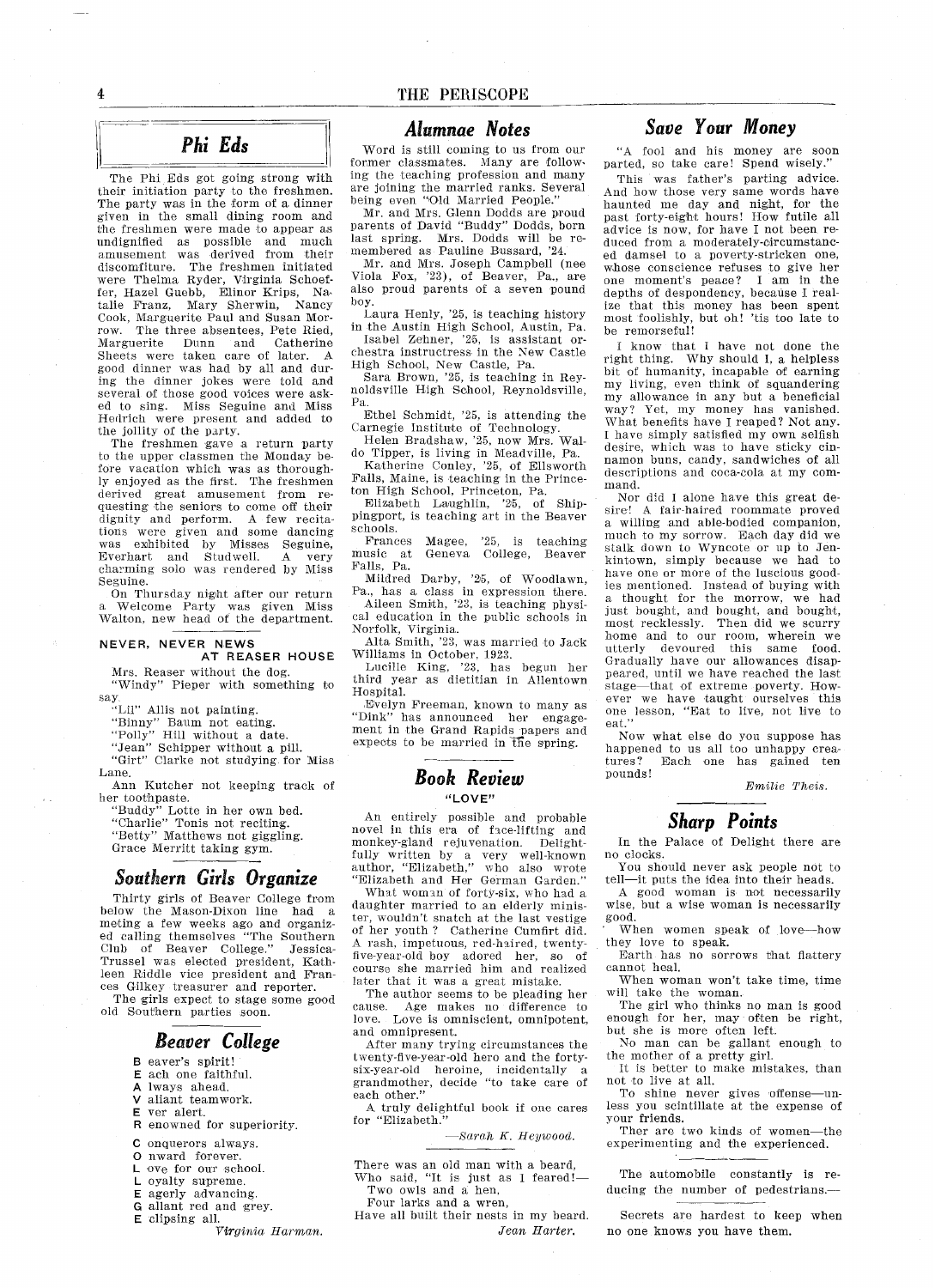## Phi Eds

The Phi Eds got going strong with their initiation party to the freshmen. The party was in the form of a dinner given in the small dining room and the freshmen were made to appear as undignified as possible and much amusement was derived from their discomfiture. The freshmen initiated were Thelma Ryder, Virginia Schoeffer, Hazel Guebb, Elinor Krips, Natalie Franz, Mary Sherwin, Nancy Cook, Marguerite Paul and Susan Morrow. The three absentees, Pete Ried, Marguerite Dunn and Catherine Sheets were taken care of later. A good dinner was had by all and during the dinner jokes were told and several of those good voices were asked to sing. Miss Seguine and Miss Hedrich were present and added to the jollity of the party.

The freshmen gave a return party to the upper classmen the Monday before vacation which was as thoroughly enjoyed as the first. The freshmen derived great amusement from requesting the seniors to come off their dignity and perform. A few recitations were given and some dancing was exhibited by Misses Seguine, Everhart and Studwell. A very charming solo was rendered by Miss Seguine.

On Thursday night after our return a Welcome Party was given Miss Walton, new head of the department.

### NEVER, NEVER NEWS AT REASER HOUSE

Mrs. Reaser without the dog.
"Windy" Pieper with something to say.
"Lil" Allis not painting.
"Binny" Baum not eating.
"Polly" Hill without a date.
"Jean" Schipper without a pill.
"Girt" Clarke not studying for Miss Lane.
Ann Kutcher not keeping track of her toothpaste.
"Buddy" Lotte in her own bed.
"Charlie" Tonis not reciting.
"Betty" Matthews not giggling.
Grace Merritt taking gym.

## Southern Girls Organize

Thirty girls of Beaver College from below the Mason-Dixon line had a meting a few weeks ago and organized calling themselves "The Southern Club of Beaver College." Jessica Trussel was elected president, Kathleen Riddle vice president and Frances Gilkey treasurer and reporter.

The girls expect to stage some good old Southern parties soon.

## Beaver College

B eaver's spirit!
E ach one faithful.
A lways ahead.
V aliant teamwork.
E ver alert.
R enowned for superiority.

C onquerors always.
O nward forever.
L ove for our school.
L oyalty supreme.
E agerly advancing.
G allant red and grey.
E clipsing all.

*Virginia Harman.*

## Alumnae Notes

Word is still coming to us from our former classmates. Many are following the teaching profession and many are joining the married ranks. Several being even "Old Married People."

Mr. and Mrs. Glenn Dodds are proud parents of David "Buddy" Dodds, born last spring. Mrs. Dodds will be remembered as Pauline Bussard, '24.

Mr. and Mrs. Joseph Campbell (nee Viola Fox, '23), of Beaver, Pa., are also proud parents of a seven pound boy.

Laura Henly, '25, is teaching history in the Austin High School, Austin, Pa.

Isabel Zehner, '25, is assistant orchestra instructress in the New Castle High School, New Castle, Pa.

Sara Brown, '25, is teaching in Reynoldsville High School, Reynoldsville, Pa.

Ethel Schmidt, '25, is attending the Carnegie Institute of Technology.

Helen Bradshaw, '25, now Mrs. Waldo Tipper, is living in Meadville, Pa.

Katherine Conley, '25, of Ellsworth Falls, Maine, is teaching in the Princeton High School, Princeton, Pa.

Elizabeth Laughlin, '25, of Shippingport, is teaching art in the Beaver schools.

Frances Magee, '25, is teaching music at Geneva College, Beaver Falls, Pa.

Mildred Darby, '25, of Woodlawn, Pa., has a class in expression there.

Aileen Smith, '23, is teaching physical education in the public schools in Norfolk, Virginia.

Alta Smith, '23, was married to Jack Williams in October, 1923.

Lucille King, '23, has begun her third year as dietitian in Allentown Hospital.

Evelyn Freeman, known to many as "Dink" has announced her engagement in the Grand Rapids papers and expects to be married in the spring.

## Book Review

### "LOVE"

An entirely possible and probable novel in this era of face-lifting and monkey-gland rejuvenation. Delightfully written by a very well-known author, "Elizabeth," who also wrote "Elizabeth and Her German Garden."

What woman of forty-six, who had a daughter married to an elderly minister, wouldn't snatch at the last vestige of her youth? Catherine Cumfirt did. A rash, impetuous, red-haired, twenty-five-year-old boy adored her, so of course she married him and realized later that it was a great mistake.

The author seems to be pleading her cause. Age makes no difference to love. Love is omniscient, omnipotent, and omnipresent.

After many trying circumstances the twenty-five-year-old hero and the forty-six-year-old heroine, incidentally a grandmother, decide "to take care of each other."

A truly delightful book if one cares for "Elizabeth."

—*Sarah K. Heywood.*

---

There was an old man with a beard,
Who said, "It is just as I feared!—
Two owls and a hen,
Four larks and a wren,
Have all built their nests in my beard.

*Jean Harter.*

## Save Your Money

"A fool and his money are soon parted, so take care! Spend wisely."

This was father's parting advice. And how those very same words have haunted me day and night, for the past forty-eight hours! How futile all advice is now, for have I not been reduced from a moderately-circumstanced damsel to a poverty-stricken one, whose conscience refuses to give her one moment's peace? I am in the depths of despondency, because I realize that this money has been spent most foolishly, but oh! 'tis too late to be remorseful!

I know that I have not done the right thing. Why should I, a helpless bit of humanity, incapable of earning my living, even think of squandering my allowance in any but a beneficial way? Yet, my money has vanished. What benefits have I reaped? Not any. I have simply satisfied my own selfish desire, which was to have sticky cinnamon buns, candy, sandwiches of all descriptions and coca-cola at my command.

Nor did I alone have this great desire! A fair-haired roommate proved a willing and able-bodied companion, much to my sorrow. Each day did we stalk down to Wyncote or up to Jenkintown, simply because we had to have one or more of the luscious goodies mentioned. Instead of buying with a thought for the morrow, we had just bought, and bought, and bought, most recklessly. Then did we scurry home and to our room, wherein we utterly devoured this same food. Gradually have our allowances disappeared, until we have reached the last stage—that of extreme poverty. However we have taught ourselves this one lesson, "Eat to live, not live to eat."

Now what else do you suppose has happened to us all too unhappy creatures? Each one has gained ten pounds!

*Emilie Theis.*

## Sharp Points

In the Palace of Delight there are no clocks.

You should never ask people not to tell—it puts the idea into their heads.

A good woman is not necessarily wise, but a wise woman is necessarily good.

When women speak of love—how they love to speak.

Earth has no sorrows that flattery cannot heal.

When woman won't take time, time will take the woman.

The girl who thinks no man is good enough for her, may often be right, but she is more often left.

No man can be gallant enough to the mother of a pretty girl.

It is better to make mistakes, than not to live at all.

To shine never gives offense—unless you scintillate at the expense of your friends.

Ther are two kinds of women—the experimenting and the experienced.

---

The automobile constantly is reducing the number of pedestrians.—

---

Secrets are hardest to keep when no one knows you have them.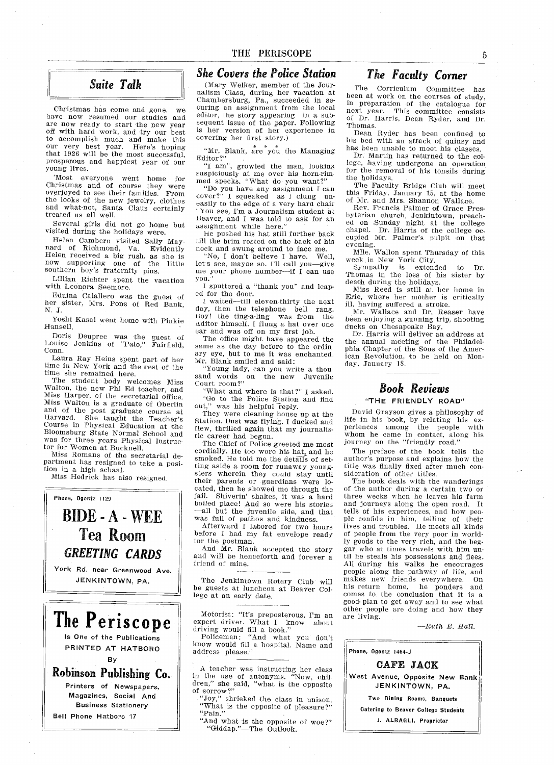## *Suite Talk*

Christmas has come and gone, we have now resumed our studies and are now ready to start the new year off with hard work, and try our best to accomplish much and make this our very best year. Here's hoping that 1926 will be the most successful, prosperous and happiest year of our young lives.

'Most everyone went home for Christmas and of course they were overjoyed to see their families. From the looks of the new jewelry, clothes and what-not, Santa Claus certainly treated us all well.

Several girls did not go home but visited during the holidays were.

Helen Cambern visited Sally Maynard of Richmond, Va. Evidently Helen received a big rush, as she is now supporting one of the little southern boy's fraternity pins.

Lillian Richter spent the vacation with Leonora Seemore.

Eduina Calallero was the guest of her sister, Mrs. Pons of Red Bank, N. J.

Yoshi Kasai went home with Pinkie Hansell.

Doris Deupree was the guest of Louise Jenkins of "Palo," Fairfield, Conn.

Laura Ray Heins spent part of her time in New York and the rest of the time she remained here.

The student body welcomes Miss Walton, the new Phi Ed teacher, and Miss Harper, of the secretarial office. Miss Walton is a graduate of Oberlin and of the post graduate course at Harvard. She taught the Teacher's Course in Physical Education at the Bloomsburg State Normal School and was for three years Physical Instructor for Women at Bucknell.

Miss Romans of the secretarial department has resigned to take a position in a high schaal.

Miss Hedrick has also resigned.

---

Phone, Ogontz 1129

**BIDE - A - WEE**

**Tea Room**

***GREETING CARDS***

York Rd. near Greenwood Ave.

JENKINTOWN, PA.

---

**The Periscope**

Is One of the Publications

PRINTED AT HATBORO

By

**Robinson Publishing Co.**

Printers of Newspapers, Magazines, Social And Business Stationery

Bell Phone Hatboro 17

---

## *She Covers the Police Station*

(Mary Welker, member of the Journalism Class, during her vacation at Chambersburg, Pa., succeeded in securing an assignment from the local editor, the story appearing in a subsequent issue of the paper. Following is her version of her experience in covering her first story.)

\* \* \*

"Mr. Blank, are you the Managing Editor?"

"I am", growled the man, looking suspiciously at me over his horn-rimmed specks. "What do you want?"

"Do you have any assignment I can cover?" I squeaked as I clung uneasily to the edge of a very hard chair "You see, I'm a Journalism student at Beaver, and I was told to ask for an assignment while here."

He pushed his hat still further back till the brim rested on the back of his neck and swung around to face me.

"No, I don't believe I have. Well, let's see, maybe so. I'll call you—give me your phone number—if I can use you."

I sputtered a "thank you" and leaped for the door.

I waited—till eleven-thirty the next day, then the telephone bell rang. Boy! the ting-a-ling was from the Editor himself. I flung a hat over one ear and was off on my first job.

The office might have appeared the same as the day before to the ordinary eye, but to me it was enchanted. Mr. Blank smiled and said:

"Young lady, can you write a thousand words on the new Juvenile Court room?"

"What and where is that?" I asked.

"Go to the Police Station and find out," was his helpful reply.

They were cleaning house up at the Station. Dust was flying. I ducked and flew, thrilled again that my journalistic career had begun.

The Chief of Police greeted me most cordially. He too wore his hat, and he smoked. He told me the details of setting aside a room for runaway youngsters wherein they could stay until their parents or guardians were located, then he showed me through the jail. Shiverin' shakes, it was a hard boiled place! And so were his stories—all but the juvenile side, and that was full of pathos and kindness.

Afterward I labored for two hours before I had my fat envelope ready for the postman.

And Mr. Blank accepted the story and will be henceforth and forever a friend of mine.

---

The Jenkintown Rotary Club will be guests at luncheon at Beaver College at an early date.

---

Motorist: "It's preposterous, I'm an expert driver. What I know about driving would fill a book."

Policeman: "And what you don't know would fill a hospital. Name and address please."

---

A teacher was instructing her class in the use of antonyms. "Now, children," she said, "what is the opposite of sorrow?"

"Joy," shrieked the class in unison.

"What is the opposite of pleasure?"

"Pain."

"And what is the opposite of woe?"

"Giddap."—The Outlook.

## *The Faculty Corner*

The Corriculum Committee has been at work on the courses of study, in preparation of the catalogue for next year. This committee consists of Dr. Harris, Dean Ryder, and Dr. Thomas.

Dean Ryder has been confined to his bed with an attack of quinsy and has been unable to meet his classes.

Dr. Martin has returned to the college, having undergone an operation for the removal of his tonsils during the holidays.

The Faculty Bridge Club will meet this Friday, January 15, at the home of Mr. and Mrs. Shannon Wallace.

Rev. Francis Palmer of Grace Presbyterian church, Jenkintown, preached on Sunday night at the college chapel. Dr. Harris of the college occupied Mr. Palmer's pulpit on that evening.

Mlle. Wallon spent Thursday of this week in New York City.

Sympathy is extended to Dr. Thomas in the loss of his sister by death during the holidays.

Miss Reed is still at her home in Erie, where her mother is critically ill, having suffered a stroke.

Mr. Wallace and Dr. Reaser have been enjoying a gunning trip, shooting ducks on Chesapeake Bay.

Dr. Harris will deliver an address at the annual meeting of the Philadelphia Chapter of the Sons of the American Revolution, to be held on Monday, January 18.

## *Book Reviews*

### "THE FRIENDLY ROAD"

David Grayson gives a philosophy of life in his book, by relating his experiences among the people with whom he came in contact, along his journey on the "friendly road."

The preface of the book tells the author's purpose and explains how the title was finally fixed after much consideration of other titles.

The book deals with the wanderings of the author during a certain two or three weeks when he leaves his farm and journeys along the open road. It tells of his experiences, and how people confide in him, telling of their lives and troubles. He meets all kinds of people from the very poor in worldly goods to the very rich, and the beggar who at times travels with him until he steals his possessions and flees. All during his walks he encourages people along the pathway of life, and makes new friends everywhere. On his return home, he ponders and comes to the conclusion that it is a good plan to get away and to see what other people are doing and how they are living.

—*Ruth E. Hall.*

---

Phone, Ogontz 1464-J

**CAFE JACK**

West Avenue, Opposite New Bank

JENKINTOWN, PA.

Two Dining Rooms, Banquets

Catering to Beaver College Students

J. ALBAGLI, Proprietor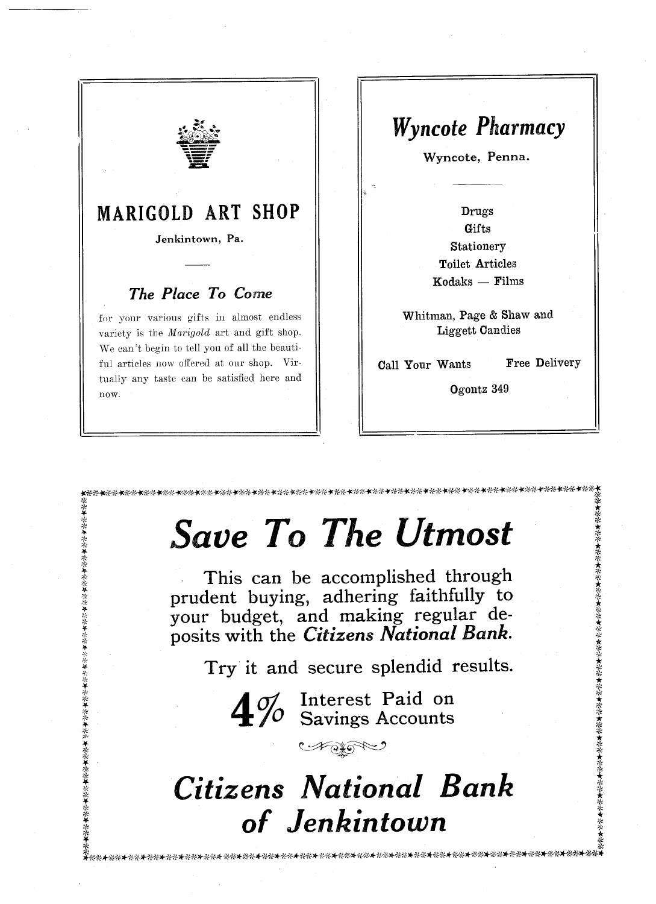## MARIGOLD ART SHOP

Jenkintown, Pa.

---

### *The Place To Come*

for your various gifts in almost endless variety is the *Marigold* art and gift shop. We can't begin to tell you of all the beautiful articles now offered at our shop. Virtually any taste can be satisfied here and now.

## *Wyncote Pharmacy*

Wyncote, Penna.

---

Drugs
Gifts
Stationery
Toilet Articles
Kodaks — Films

Whitman, Page & Shaw and
Liggett Candies

Call Your Wants  Free Delivery

Ogontz 349

# *Save To The Utmost*

This can be accomplished through prudent buying, adhering faithfully to your budget, and making regular deposits with the *Citizens National Bank*.

Try it and secure splendid results.

**4%** Interest Paid on Savings Accounts

# *Citizens National Bank of Jenkintown*